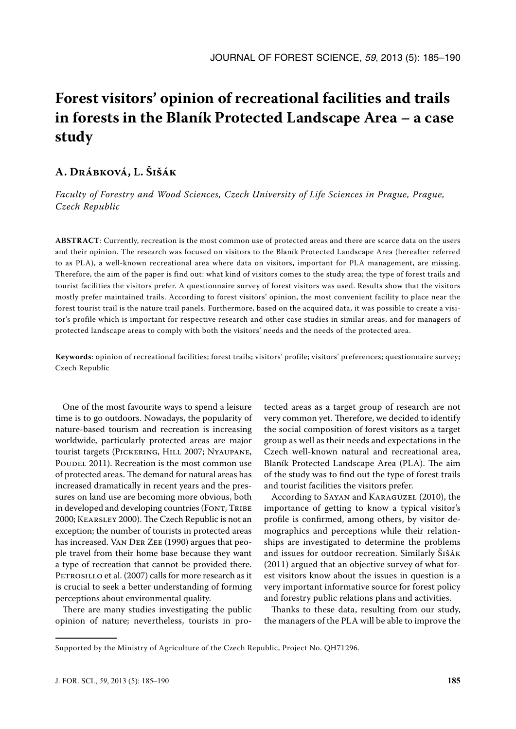# Forest visitors' opinion of recreational facilities and trails in forests in the Blaník Protected Landscape Area – a case study

## A. Drábková, L. Šišák

*Faculty of Forestry and Wood Sciences, Czech University of Life Sciences in Prague, Prague, Czech Republic*

**ABSTRACT**: Currently, recreation is the most common use of protected areas and there are scarce data on the users and their opinion. The research was focused on visitors to the Blaník Protected Landscape Area (hereafter referred to as PLA), a well-known recreational area where data on visitors, important for PLA management, are missing. Therefore, the aim of the paper is find out: what kind of visitors comes to the study area; the type of forest trails and tourist facilities the visitors prefer. A questionnaire survey of forest visitors was used. Results show that the visitors mostly prefer maintained trails. According to forest visitors' opinion, the most convenient facility to place near the forest tourist trail is the nature trail panels. Furthermore, based on the acquired data, it was possible to create a visitor's profile which is important for respective research and other case studies in similar areas, and for managers of protected landscape areas to comply with both the visitors' needs and the needs of the protected area.

**Keywords**: opinion of recreational facilities; forest trails; visitors' profile; visitors' preferences; questionnaire survey; Czech Republic

One of the most favourite ways to spend a leisure time is to go outdoors. Nowadays, the popularity of nature-based tourism and recreation is increasing worldwide, particularly protected areas are major tourist targets (Pickering, Hill 2007; Nyaupane, Poudel 2011). Recreation is the most common use of protected areas. The demand for natural areas has increased dramatically in recent years and the pressures on land use are becoming more obvious, both in developed and developing countries (Font, Tribe 2000; Kearsley 2000). The Czech Republic is not an exception; the number of tourists in protected areas has increased. Van Der Zee (1990) argues that people travel from their home base because they want a type of recreation that cannot be provided there. Petrosillo et al. (2007) calls for more research as it is crucial to seek a better understanding of forming perceptions about environmental quality.

There are many studies investigating the public opinion of nature; nevertheless, tourists in protected areas as a target group of research are not very common yet. Therefore, we decided to identify the social composition of forest visitors as a target group as well as their needs and expectations in the Czech well-known natural and recreational area, Blaník Protected Landscape Area (PLA). The aim of the study was to find out the type of forest trails and tourist facilities the visitors prefer.

According to Sayan and Karagüzel (2010), the importance of getting to know a typical visitor's profile is confirmed, among others, by visitor demographics and perceptions while their relationships are investigated to determine the problems and issues for outdoor recreation. Similarly Šišák (2011) argued that an objective survey of what forest visitors know about the issues in question is a very important informative source for forest policy and forestry public relations plans and activities.

Thanks to these data, resulting from our study, the managers of the PLA will be able to improve the

Supported by the Ministry of Agriculture of the Czech Republic, Project No. QH71296.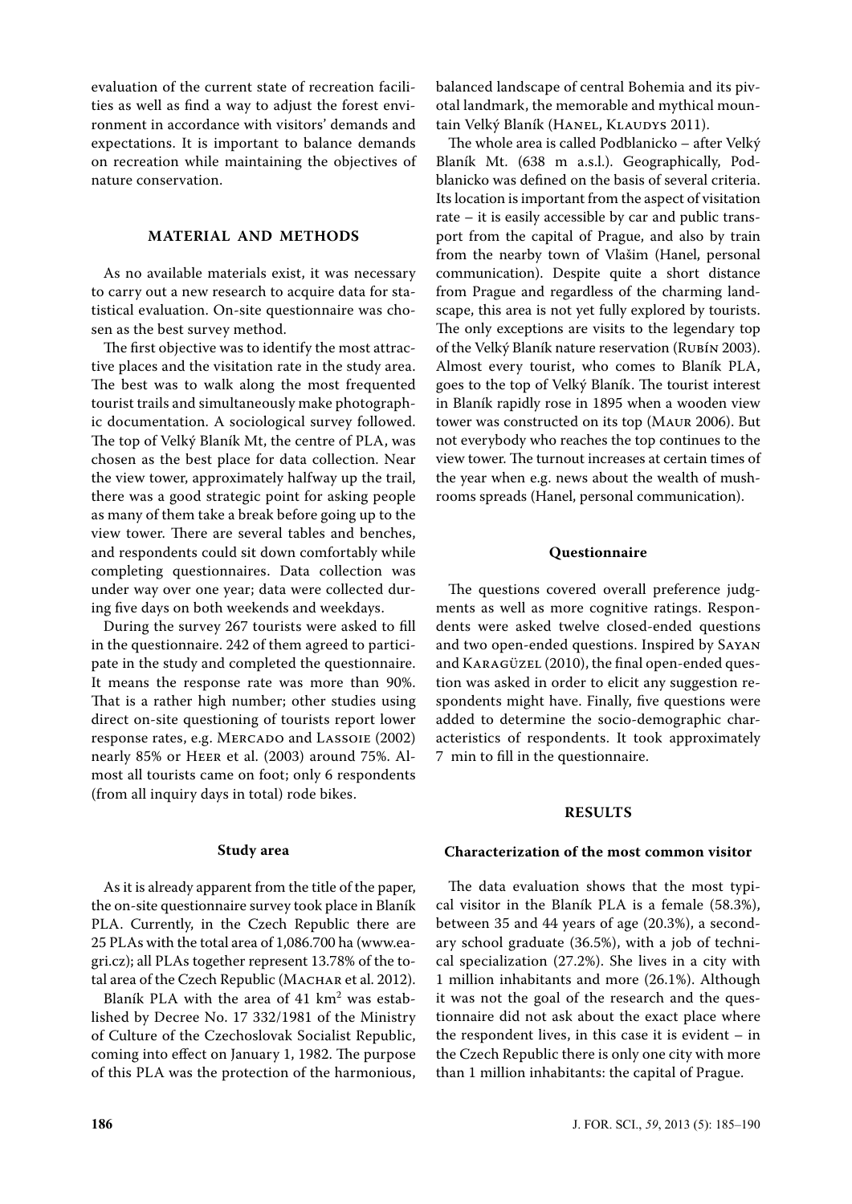evaluation of the current state of recreation facilities as well as find a way to adjust the forest environment in accordance with visitors' demands and expectations. It is important to balance demands on recreation while maintaining the objectives of nature conservation.

## MATERIAL AND METHODS

As no available materials exist, it was necessary to carry out a new research to acquire data for statistical evaluation. On-site questionnaire was chosen as the best survey method.

The first objective was to identify the most attractive places and the visitation rate in the study area. The best was to walk along the most frequented tourist trails and simultaneously make photographic documentation. A sociological survey followed. The top of Velký Blaník Mt, the centre of PLA, was chosen as the best place for data collection. Near the view tower, approximately halfway up the trail, there was a good strategic point for asking people as many of them take a break before going up to the view tower. There are several tables and benches, and respondents could sit down comfortably while completing questionnaires. Data collection was under way over one year; data were collected during five days on both weekends and weekdays.

During the survey 267 tourists were asked to fill in the questionnaire. 242 of them agreed to participate in the study and completed the questionnaire. It means the response rate was more than 90%. That is a rather high number; other studies using direct on-site questioning of tourists report lower response rates, e.g. Mercado and Lassoie (2002) nearly 85% or Heer et al. (2003) around 75%. Almost all tourists came on foot; only 6 respondents (from all inquiry days in total) rode bikes.

### Study area

As it is already apparent from the title of the paper, the on-site questionnaire survey took place in Blaník PLA. Currently, in the Czech Republic there are 25 PLAs with the total area of 1,086.700 ha (www.eagri.cz); all PLAs together represent 13.78% of the total area of the Czech Republic (Machar et al. 2012).

Blaník PLA with the area of 41 km$^2$ was established by Decree No. 17 332/1981 of the Ministry of Culture of the Czechoslovak Socialist Republic, coming into effect on January 1, 1982. The purpose of this PLA was the protection of the harmonious, balanced landscape of central Bohemia and its pivotal landmark, the memorable and mythical mountain Velký Blaník (Hanel, Klaudys 2011).

The whole area is called Podblanicko – after Velký Blaník Mt. (638 m a.s.l.). Geographically, Podblanicko was defined on the basis of several criteria. Its location is important from the aspect of visitation rate – it is easily accessible by car and public transport from the capital of Prague, and also by train from the nearby town of Vlašim (Hanel, personal communication). Despite quite a short distance from Prague and regardless of the charming landscape, this area is not yet fully explored by tourists. The only exceptions are visits to the legendary top of the Velký Blaník nature reservation (Rubín 2003). Almost every tourist, who comes to Blaník PLA, goes to the top of Velký Blaník. The tourist interest in Blaník rapidly rose in 1895 when a wooden view tower was constructed on its top (Maur 2006). But not everybody who reaches the top continues to the view tower. The turnout increases at certain times of the year when e.g. news about the wealth of mushrooms spreads (Hanel, personal communication).

### Questionnaire

The questions covered overall preference judgments as well as more cognitive ratings. Respondents were asked twelve closed-ended questions and two open-ended questions. Inspired by Sayan and Karagüzel (2010), the final open-ended question was asked in order to elicit any suggestion respondents might have. Finally, five questions were added to determine the socio-demographic characteristics of respondents. It took approximately 7 min to fill in the questionnaire.

## RESULTS

### Characterization of the most common visitor

The data evaluation shows that the most typical visitor in the Blaník PLA is a female (58.3%), between 35 and 44 years of age (20.3%), a secondary school graduate (36.5%), with a job of technical specialization (27.2%). She lives in a city with 1 million inhabitants and more (26.1%). Although it was not the goal of the research and the questionnaire did not ask about the exact place where the respondent lives, in this case it is evident – in the Czech Republic there is only one city with more than 1 million inhabitants: the capital of Prague.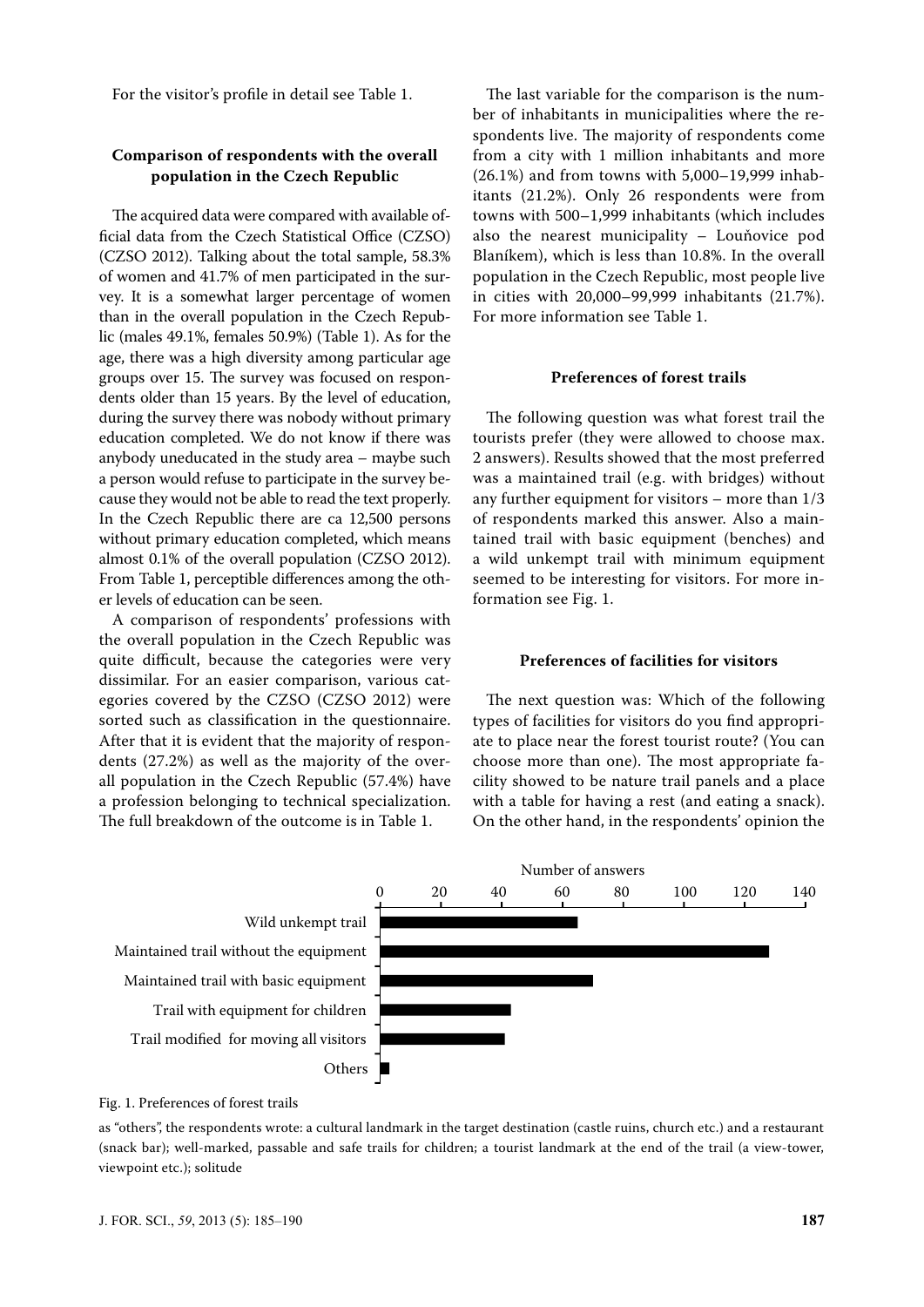For the visitor's profile in detail see Table 1.

### Comparison of respondents with the overall population in the Czech Republic

The acquired data were compared with available official data from the Czech Statistical Office (CZSO) (CZSO 2012). Talking about the total sample, 58.3% of women and 41.7% of men participated in the survey. It is a somewhat larger percentage of women than in the overall population in the Czech Republic (males 49.1%, females 50.9%) (Table 1). As for the age, there was a high diversity among particular age groups over 15. The survey was focused on respondents older than 15 years. By the level of education, during the survey there was nobody without primary education completed. We do not know if there was anybody uneducated in the study area – maybe such a person would refuse to participate in the survey because they would not be able to read the text properly. In the Czech Republic there are ca 12,500 persons without primary education completed, which means almost 0.1% of the overall population (CZSO 2012). From Table 1, perceptible differences among the other levels of education can be seen.

A comparison of respondents' professions with the overall population in the Czech Republic was quite difficult, because the categories were very dissimilar. For an easier comparison, various categories covered by the CZSO (CZSO 2012) were sorted such as classification in the questionnaire. After that it is evident that the majority of respondents (27.2%) as well as the majority of the overall population in the Czech Republic (57.4%) have a profession belonging to technical specialization. The full breakdown of the outcome is in Table 1.

The last variable for the comparison is the number of inhabitants in municipalities where the respondents live. The majority of respondents come from a city with 1 million inhabitants and more (26.1%) and from towns with 5,000–19,999 inhabitants (21.2%). Only 26 respondents were from towns with 500–1,999 inhabitants (which includes also the nearest municipality – Louňovice pod Blaníkem), which is less than 10.8%. In the overall population in the Czech Republic, most people live in cities with 20,000–99,999 inhabitants (21.7%). For more information see Table 1.

### Preferences of forest trails

The following question was what forest trail the tourists prefer (they were allowed to choose max. 2 answers). Results showed that the most preferred was a maintained trail (e.g. with bridges) without any further equipment for visitors – more than 1/3 of respondents marked this answer. Also a maintained trail with basic equipment (benches) and a wild unkempt trail with minimum equipment seemed to be interesting for visitors. For more information see Fig. 1.

### Preferences of facilities for visitors

The next question was: Which of the following types of facilities for visitors do you find appropriate to place near the forest tourist route? (You can choose more than one). The most appropriate facility showed to be nature trail panels and a place with a table for having a rest (and eating a snack). On the other hand, in the respondents' opinion the

| Preference | Number of answers (approx.) |
|---|---|
| Wild unkempt trail | 65 |
| Maintained trail without the equipment | 128 |
| Maintained trail with basic equipment | 70 |
| Trail with equipment for children | 43 |
| Trail modified for moving all visitors | 41 |
| Others | 3 |

Fig. 1. Preferences of forest trails

as "others", the respondents wrote: a cultural landmark in the target destination (castle ruins, church etc.) and a restaurant (snack bar); well-marked, passable and safe trails for children; a tourist landmark at the end of the trail (a view-tower, viewpoint etc.); solitude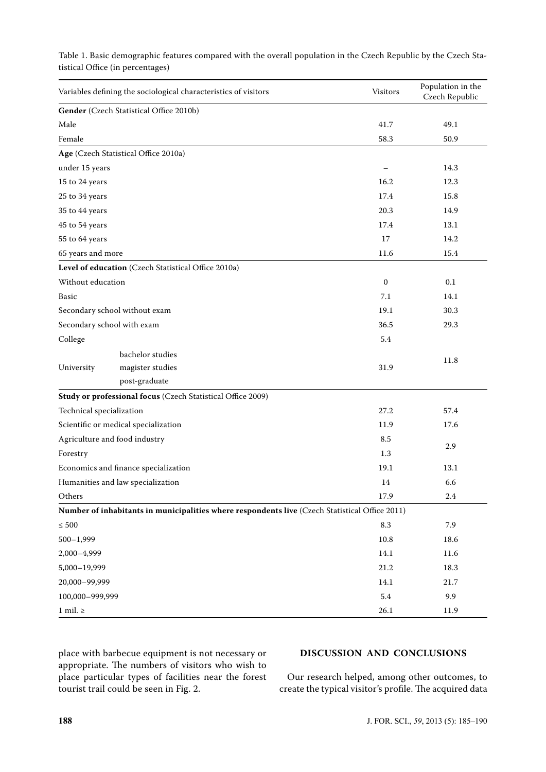Table 1. Basic demographic features compared with the overall population in the Czech Republic by the Czech Statistical Office (in percentages)

| Variables defining the sociological characteristics of visitors | | Visitors | Population in the Czech Republic |
|---|---|---|---|
| **Gender** (Czech Statistical Office 2010b) | | | |
| Male | | 41.7 | 49.1 |
| Female | | 58.3 | 50.9 |
| **Age** (Czech Statistical Office 2010a) | | | |
| under 15 years | | – | 14.3 |
| 15 to 24 years | | 16.2 | 12.3 |
| 25 to 34 years | | 17.4 | 15.8 |
| 35 to 44 years | | 20.3 | 14.9 |
| 45 to 54 years | | 17.4 | 13.1 |
| 55 to 64 years | | 17 | 14.2 |
| 65 years and more | | 11.6 | 15.4 |
| **Level of education** (Czech Statistical Office 2010a) | | | |
| Without education | | 0 | 0.1 |
| Basic | | 7.1 | 14.1 |
| Secondary school without exam | | 19.1 | 30.3 |
| Secondary school with exam | | 36.5 | 29.3 |
| College | | 5.4 | 11.8 |
| University | bachelor studies, magister studies, post-graduate | 31.9 | |
| **Study or professional focus** (Czech Statistical Office 2009) | | | |
| Technical specialization | | 27.2 | 57.4 |
| Scientific or medical specialization | | 11.9 | 17.6 |
| Agriculture and food industry | | 8.5 | 2.9 |
| Forestry | | 1.3 | |
| Economics and finance specialization | | 19.1 | 13.1 |
| Humanities and law specialization | | 14 | 6.6 |
| Others | | 17.9 | 2.4 |
| **Number of inhabitants in municipalities where respondents live** (Czech Statistical Office 2011) | | | |
| ≤ 500 | | 8.3 | 7.9 |
| 500–1,999 | | 10.8 | 18.6 |
| 2,000–4,999 | | 14.1 | 11.6 |
| 5,000–19,999 | | 21.2 | 18.3 |
| 20,000–99,999 | | 14.1 | 21.7 |
| 100,000–999,999 | | 5.4 | 9.9 |
| 1 mil. ≥ | | 26.1 | 11.9 |

place with barbecue equipment is not necessary or appropriate. The numbers of visitors who wish to place particular types of facilities near the forest tourist trail could be seen in Fig. 2.

## DISCUSSION AND CONCLUSIONS

Our research helped, among other outcomes, to create the typical visitor's profile. The acquired data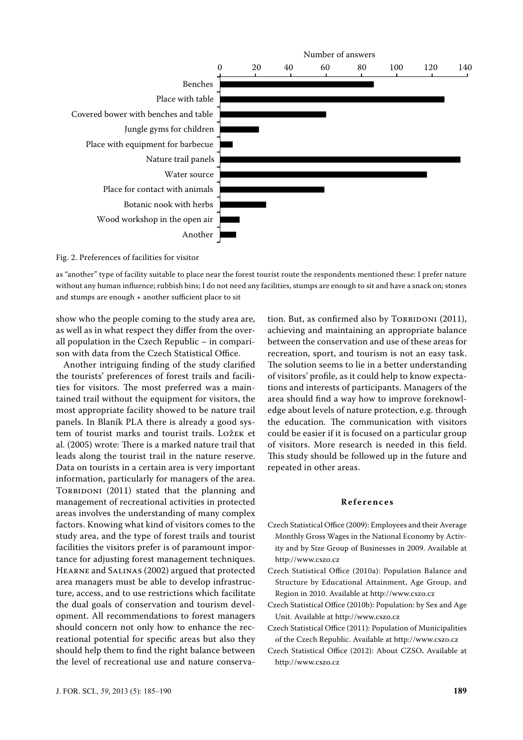Number of answers

0 20 40 60 80 100 120 140

Benches

Place with table

Covered bower with benches and table

Jungle gyms for children

Place with equipment for barbecue

Nature trail panels

Water source

Place for contact with animals

Botanic nook with herbs

Wood workshop in the open air

Another

Fig. 2. Preferences of facilities for visitor

as "another" type of facility suitable to place near the forest tourist route the respondents mentioned these: I prefer nature without any human influence; rubbish bins; I do not need any facilities, stumps are enough to sit and have a snack on; stones and stumps are enough + another sufficient place to sit

show who the people coming to the study area are, as well as in what respect they differ from the overall population in the Czech Republic – in comparison with data from the Czech Statistical Office.

Another intriguing finding of the study clarified the tourists' preferences of forest trails and facilities for visitors. The most preferred was a maintained trail without the equipment for visitors, the most appropriate facility showed to be nature trail panels. In Blaník PLA there is already a good system of tourist marks and tourist trails. Ložek et al. (2005) wrote: There is a marked nature trail that leads along the tourist trail in the nature reserve. Data on tourists in a certain area is very important information, particularly for managers of the area. Torbidoni (2011) stated that the planning and management of recreational activities in protected areas involves the understanding of many complex factors. Knowing what kind of visitors comes to the study area, and the type of forest trails and tourist facilities the visitors prefer is of paramount importance for adjusting forest management techniques. Hearne and Salinas (2002) argued that protected area managers must be able to develop infrastructure, access, and to use restrictions which facilitate the dual goals of conservation and tourism development. All recommendations to forest managers should concern not only how to enhance the recreational potential for specific areas but also they should help them to find the right balance between the level of recreational use and nature conservation. But, as confirmed also by Torbidoni (2011), achieving and maintaining an appropriate balance between the conservation and use of these areas for recreation, sport, and tourism is not an easy task. The solution seems to lie in a better understanding of visitors' profile, as it could help to know expectations and interests of participants. Managers of the area should find a way how to improve foreknowledge about levels of nature protection, e.g. through the education. The communication with visitors could be easier if it is focused on a particular group of visitors. More research is needed in this field. This study should be followed up in the future and repeated in other areas.

## References

Czech Statistical Office (2009): Employees and their Average Monthly Gross Wages in the National Economy by Activity and by Size Group of Businesses in 2009. Available at http://www.cszo.cz

Czech Statistical Office (2010a): Population Balance and Structure by Educational Attainment, Age Group, and Region in 2010. Available at http://www.cszo.cz

Czech Statistical Office (2010b): Population: by Sex and Age Unit. Available at http://www.cszo.cz

Czech Statistical Office (2011): Population of Municipalities of the Czech Republic. Available at http://www.cszo.cz

Czech Statistical Office (2012): About CZSO. Available at http://www.cszo.cz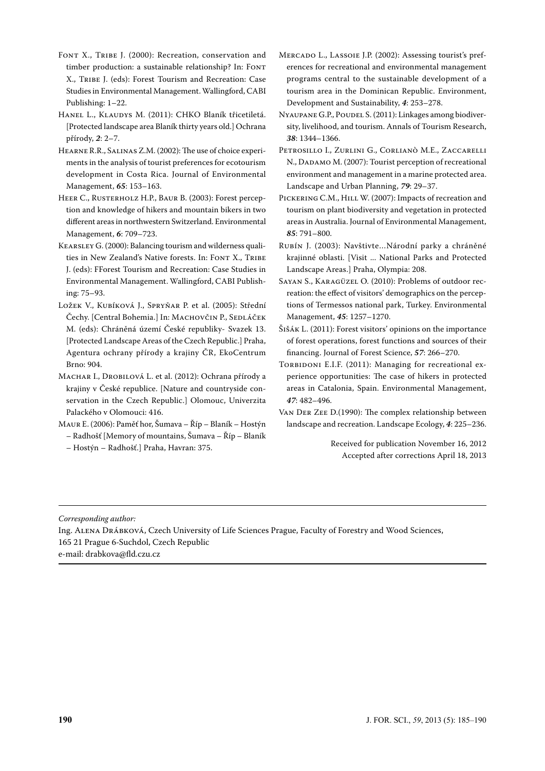Font X., Tribe J. (2000): Recreation, conservation and timber production: a sustainable relationship? In: Font X., Tribe J. (eds): Forest Tourism and Recreation: Case Studies in Environmental Management. Wallingford, CABI Publishing: 1–22.

Hanel L., Klaudys M. (2011): CHKO Blaník třicetiletá. [Protected landscape area Blaník thirty years old.] Ochrana přírody, *2*: 2–7.

Hearne R.R., Salinas Z.M. (2002): The use of choice experiments in the analysis of tourist preferences for ecotourism development in Costa Rica. Journal of Environmental Management, *65*: 153–163.

Heer C., Rusterholz H.P., Baur B. (2003): Forest perception and knowledge of hikers and mountain bikers in two different areas in northwestern Switzerland. Environmental Management, *6*: 709–723.

Kearsley G. (2000): Balancing tourism and wilderness qualities in New Zealand's Native forests. In: Font X., Tribe J. (eds): FForest Tourism and Recreation: Case Studies in Environmental Management. Wallingford, CABI Publishing: 75–93.

Ložek V., Kubíková J., Spryňar P. et al. (2005): Střední Čechy. [Central Bohemia.] In: Machovčin P., Sedláček M. (eds): Chráněná území České republiky- Svazek 13. [Protected Landscape Areas of the Czech Republic.] Praha, Agentura ochrany přírody a krajiny ČR, EkoCentrum Brno: 904.

Machar I., Drobilová L. et al. (2012): Ochrana přírody a krajiny v České republice. [Nature and countryside conservation in the Czech Republic.] Olomouc, Univerzita Palackého v Olomouci: 416.

Maur E. (2006): Paměť hor, Šumava – Říp – Blaník – Hostýn – Radhošť [Memory of mountains, Šumava – Říp – Blaník – Hostýn – Radhošť.] Praha, Havran: 375.

Mercado L., Lassoie J.P. (2002): Assessing tourist's preferences for recreational and environmental management programs central to the sustainable development of a tourism area in the Dominican Republic. Environment, Development and Sustainability, *4*: 253–278.

Nyaupane G.P., Poudel S. (2011): Linkages among biodiversity, livelihood, and tourism. Annals of Tourism Research, *38*: 1344–1366.

Petrosillo I., Zurlini G., Corlianò M.E., Zaccarelli N., Dadamo M. (2007): Tourist perception of recreational environment and management in a marine protected area. Landscape and Urban Planning, *79*: 29–37.

Pickering C.M., Hill W. (2007): Impacts of recreation and tourism on plant biodiversity and vegetation in protected areas in Australia. Journal of Environmental Management, *85*: 791–800.

Rubín J. (2003): Navštivte…Národní parky a chráněné krajinné oblasti. [Visit ... National Parks and Protected Landscape Areas.] Praha, Olympia: 208.

Sayan S., Karagüzel O. (2010): Problems of outdoor recreation: the effect of visitors' demographics on the perceptions of Termessos national park, Turkey. Environmental Management, *45*: 1257–1270.

Šišák L. (2011): Forest visitors' opinions on the importance of forest operations, forest functions and sources of their financing. Journal of Forest Science, *57*: 266–270.

Torbidoni E.I.F. (2011): Managing for recreational experience opportunities: The case of hikers in protected areas in Catalonia, Spain. Environmental Management, *47*: 482–496.

Van Der Zee D.(1990): The complex relationship between landscape and recreation. Landscape Ecology, *4*: 225–236.

Received for publication November 16, 2012
Accepted after corrections April 18, 2013

*Corresponding author:*

Ing. Alena Drábková, Czech University of Life Sciences Prague, Faculty of Forestry and Wood Sciences, 165 21 Prague 6-Suchdol, Czech Republic
e-mail: drabkova@fld.czu.cz